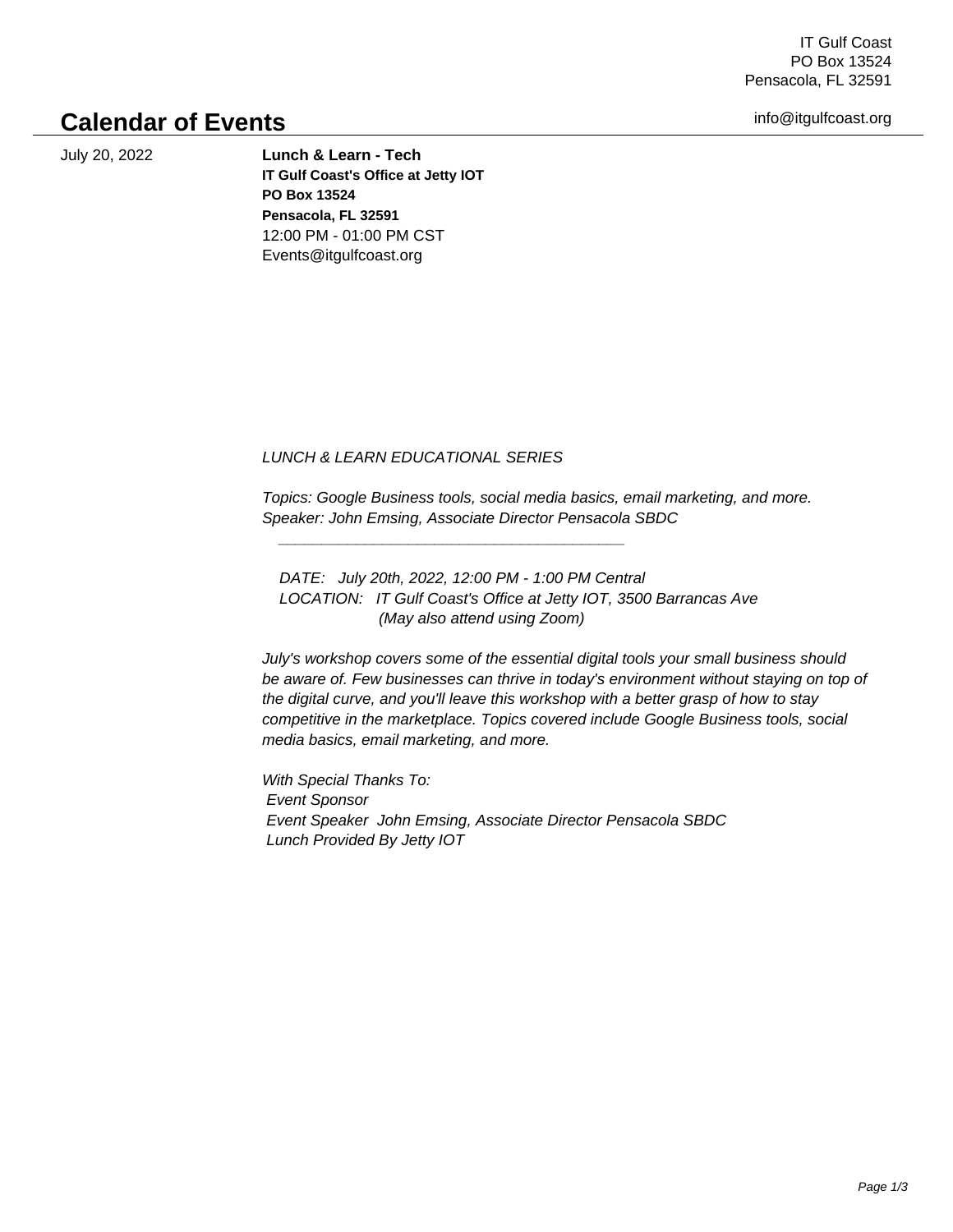IT Gulf Coast
PO Box 13524
Pensacola, FL 32591

info@itgulfcoast.org

# Calendar of Events

July 20, 2022

**Lunch & Learn - Tech**
**IT Gulf Coast's Office at Jetty IOT**
**PO Box 13524**
**Pensacola, FL 32591**
12:00 PM - 01:00 PM CST
Events@itgulfcoast.org

*LUNCH & LEARN EDUCATIONAL SERIES*

*Topics: Google Business tools, social media basics, email marketing, and more.*
*Speaker: John Emsing, Associate Director Pensacola SBDC*

---

*DATE: July 20th, 2022, 12:00 PM - 1:00 PM Central*
*LOCATION: IT Gulf Coast's Office at Jetty IOT, 3500 Barrancas Ave*
*(May also attend using Zoom)*

*July's workshop covers some of the essential digital tools your small business should be aware of. Few businesses can thrive in today's environment without staying on top of the digital curve, and you'll leave this workshop with a better grasp of how to stay competitive in the marketplace. Topics covered include Google Business tools, social media basics, email marketing, and more.*

*With Special Thanks To:*
*Event Sponsor*
*Event Speaker John Emsing, Associate Director Pensacola SBDC*
*Lunch Provided By Jetty IOT*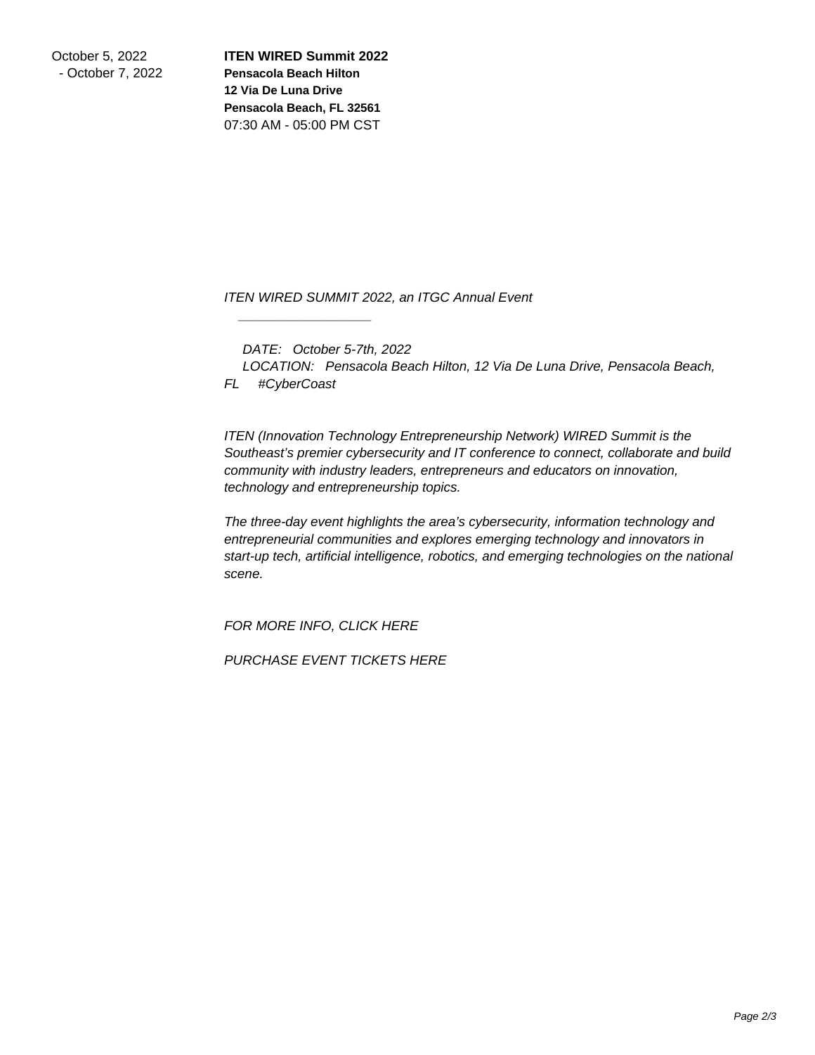October 5, 2022 - October 7, 2022

**ITEN WIRED Summit 2022**
**Pensacola Beach Hilton**
**12 Via De Luna Drive**
**Pensacola Beach, FL 32561**
07:30 AM - 05:00 PM CST

*ITEN WIRED SUMMIT 2022, an ITGC Annual Event*

---

*DATE: October 5-7th, 2022*
*LOCATION: Pensacola Beach Hilton, 12 Via De Luna Drive, Pensacola Beach, FL #CyberCoast*

*ITEN (Innovation Technology Entrepreneurship Network) WIRED Summit is the Southeast's premier cybersecurity and IT conference to connect, collaborate and build community with industry leaders, entrepreneurs and educators on innovation, technology and entrepreneurship topics.*

*The three-day event highlights the area's cybersecurity, information technology and entrepreneurial communities and explores emerging technology and innovators in start-up tech, artificial intelligence, robotics, and emerging technologies on the national scene.*

*FOR MORE INFO, CLICK HERE*

*PURCHASE EVENT TICKETS HERE*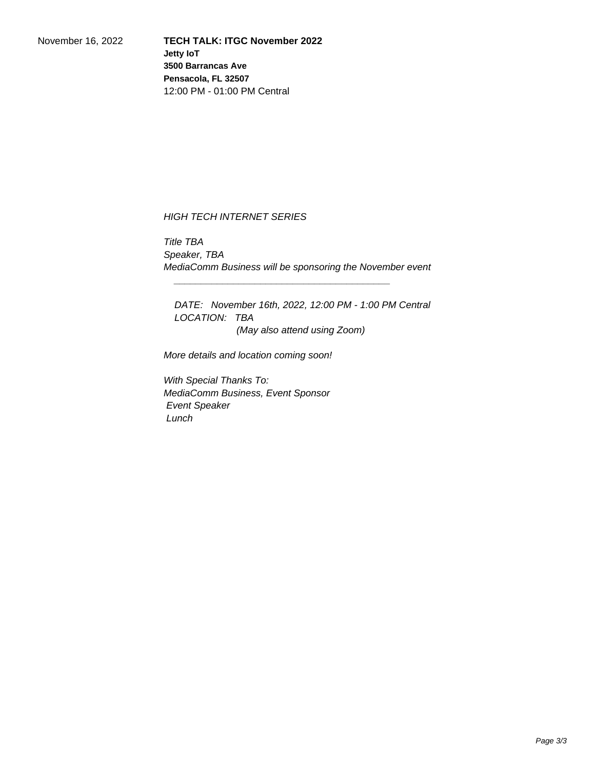November 16, 2022

**TECH TALK: ITGC November 2022**
**Jetty IoT**
**3500 Barrancas Ave**
**Pensacola, FL 32507**
12:00 PM - 01:00 PM Central

*HIGH TECH INTERNET SERIES*

*Title TBA*
*Speaker, TBA*
*MediaComm Business will be sponsoring the November event*

---

*DATE: November 16th, 2022, 12:00 PM - 1:00 PM Central*
*LOCATION: TBA*
*(May also attend using Zoom)*

*More details and location coming soon!*

*With Special Thanks To:*
*MediaComm Business, Event Sponsor*
*Event Speaker*
*Lunch*